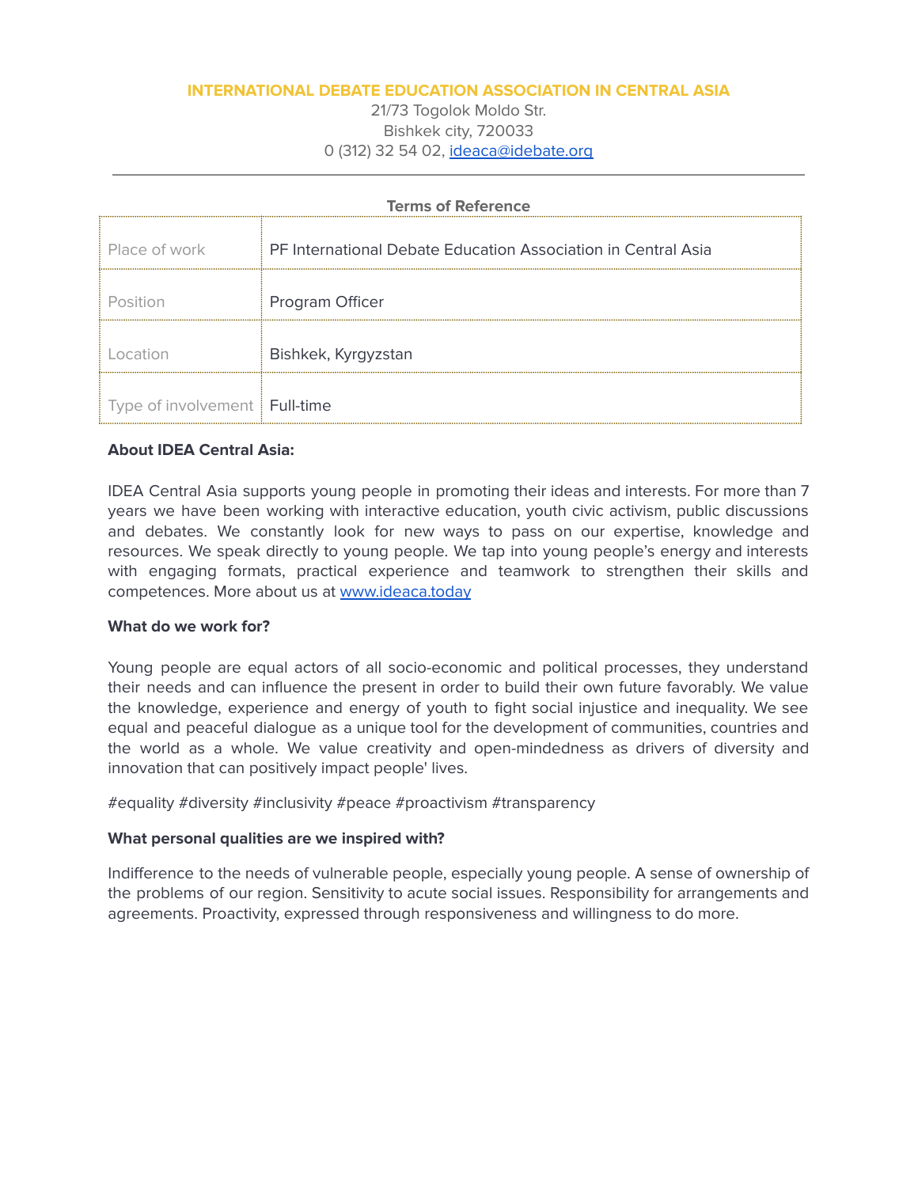**INTERNATIONAL DEBATE EDUCATION ASSOCIATION IN CENTRAL ASIA**

21/73 Togolok Moldo Str.
Bishkek city, 720033
0 (312) 32 54 02, ideaca@idebate.org

---

**Terms of Reference**

| | |
|---|---|
| Place of work | PF International Debate Education Association in Central Asia |
| Position | Program Officer |
| Location | Bishkek, Kyrgyzstan |
| Type of involvement | Full-time |

**About IDEA Central Asia:**

IDEA Central Asia supports young people in promoting their ideas and interests. For more than 7 years we have been working with interactive education, youth civic activism, public discussions and debates. We constantly look for new ways to pass on our expertise, knowledge and resources. We speak directly to young people. We tap into young people's energy and interests with engaging formats, practical experience and teamwork to strengthen their skills and competences. More about us at www.ideaca.today

**What do we work for?**

Young people are equal actors of all socio-economic and political processes, they understand their needs and can influence the present in order to build their own future favorably. We value the knowledge, experience and energy of youth to fight social injustice and inequality. We see equal and peaceful dialogue as a unique tool for the development of communities, countries and the world as a whole. We value creativity and open-mindedness as drivers of diversity and innovation that can positively impact people' lives.

#equality #diversity #inclusivity #peace #proactivism #transparency

**What personal qualities are we inspired with?**

Indifference to the needs of vulnerable people, especially young people. A sense of ownership of the problems of our region. Sensitivity to acute social issues. Responsibility for arrangements and agreements. Proactivity, expressed through responsiveness and willingness to do more.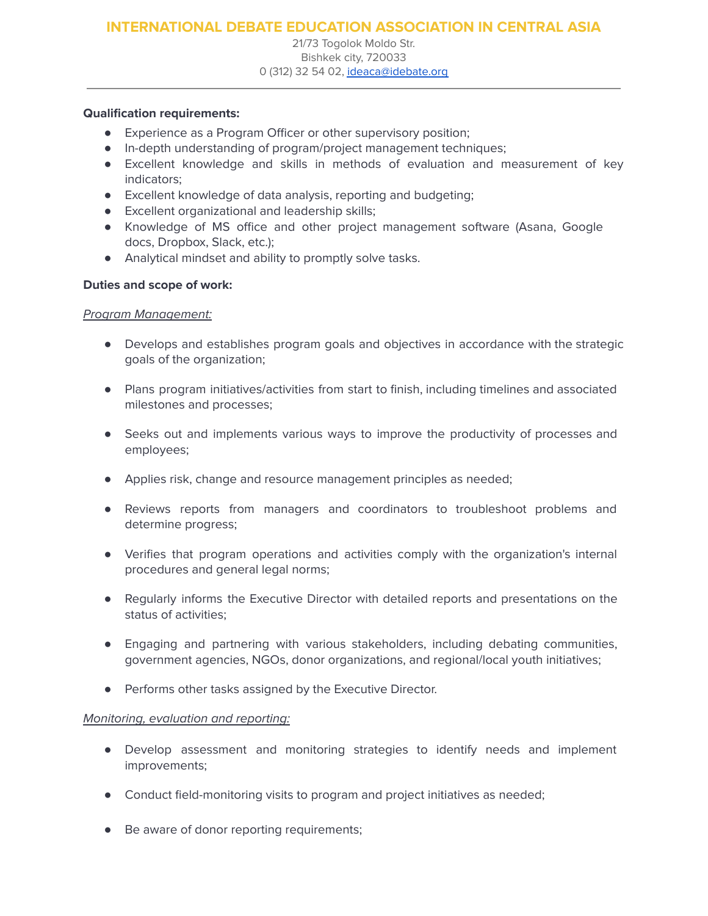**Qualification requirements:**

- Experience as a Program Officer or other supervisory position;
- In-depth understanding of program/project management techniques;
- Excellent knowledge and skills in methods of evaluation and measurement of key indicators;
- Excellent knowledge of data analysis, reporting and budgeting;
- Excellent organizational and leadership skills;
- Knowledge of MS office and other project management software (Asana, Google docs, Dropbox, Slack, etc.);
- Analytical mindset and ability to promptly solve tasks.

**Duties and scope of work:**

*Program Management:*

- Develops and establishes program goals and objectives in accordance with the strategic goals of the organization;
- Plans program initiatives/activities from start to finish, including timelines and associated milestones and processes;
- Seeks out and implements various ways to improve the productivity of processes and employees;
- Applies risk, change and resource management principles as needed;
- Reviews reports from managers and coordinators to troubleshoot problems and determine progress;
- Verifies that program operations and activities comply with the organization's internal procedures and general legal norms;
- Regularly informs the Executive Director with detailed reports and presentations on the status of activities;
- Engaging and partnering with various stakeholders, including debating communities, government agencies, NGOs, donor organizations, and regional/local youth initiatives;
- Performs other tasks assigned by the Executive Director.

*Monitoring, evaluation and reporting:*

- Develop assessment and monitoring strategies to identify needs and implement improvements;
- Conduct field-monitoring visits to program and project initiatives as needed;
- Be aware of donor reporting requirements;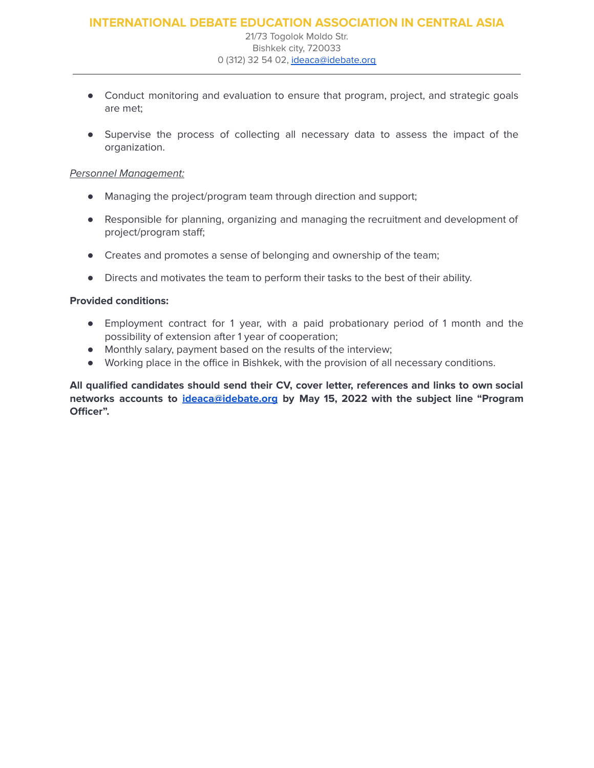- Conduct monitoring and evaluation to ensure that program, project, and strategic goals are met;

- Supervise the process of collecting all necessary data to assess the impact of the organization.

*Personnel Management:*

- Managing the project/program team through direction and support;

- Responsible for planning, organizing and managing the recruitment and development of project/program staff;

- Creates and promotes a sense of belonging and ownership of the team;

- Directs and motivates the team to perform their tasks to the best of their ability.

**Provided conditions:**

- Employment contract for 1 year, with a paid probationary period of 1 month and the possibility of extension after 1 year of cooperation;
- Monthly salary, payment based on the results of the interview;
- Working place in the office in Bishkek, with the provision of all necessary conditions.

**All qualified candidates should send their CV, cover letter, references and links to own social networks accounts to ideaca@idebate.org by May 15, 2022 with the subject line "Program Officer".**